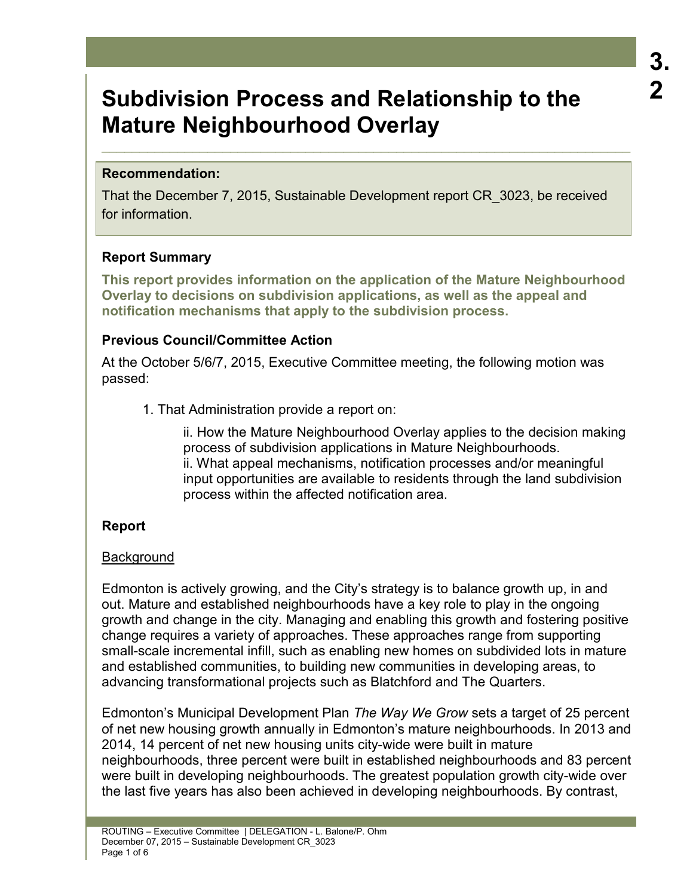# Subdivision Process and Relationship to the Mature Neighbourhood Overlay

3.2

**Recommendation:**

That the December 7, 2015, Sustainable Development report CR_3023, be received for information.

## Report Summary

**This report provides information on the application of the Mature Neighbourhood Overlay to decisions on subdivision applications, as well as the appeal and notification mechanisms that apply to the subdivision process.**

## Previous Council/Committee Action

At the October 5/6/7, 2015, Executive Committee meeting, the following motion was passed:

1. That Administration provide a report on:

    ii. How the Mature Neighbourhood Overlay applies to the decision making process of subdivision applications in Mature Neighbourhoods.
    ii. What appeal mechanisms, notification processes and/or meaningful input opportunities are available to residents through the land subdivision process within the affected notification area.

## Report

### Background

Edmonton is actively growing, and the City's strategy is to balance growth up, in and out. Mature and established neighbourhoods have a key role to play in the ongoing growth and change in the city. Managing and enabling this growth and fostering positive change requires a variety of approaches. These approaches range from supporting small-scale incremental infill, such as enabling new homes on subdivided lots in mature and established communities, to building new communities in developing areas, to advancing transformational projects such as Blatchford and The Quarters.

Edmonton's Municipal Development Plan *The Way We Grow* sets a target of 25 percent of net new housing growth annually in Edmonton's mature neighbourhoods. In 2013 and 2014, 14 percent of net new housing units city-wide were built in mature neighbourhoods, three percent were built in established neighbourhoods and 83 percent were built in developing neighbourhoods. The greatest population growth city-wide over the last five years has also been achieved in developing neighbourhoods. By contrast,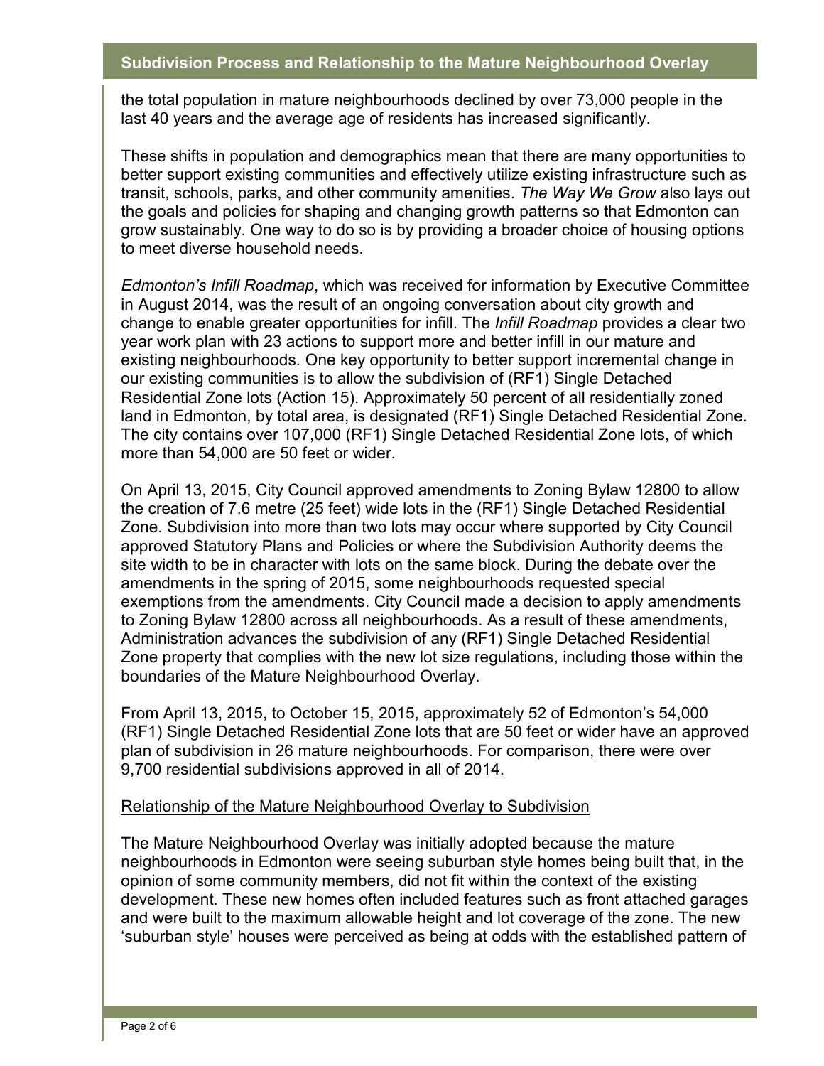the total population in mature neighbourhoods declined by over 73,000 people in the last 40 years and the average age of residents has increased significantly.

These shifts in population and demographics mean that there are many opportunities to better support existing communities and effectively utilize existing infrastructure such as transit, schools, parks, and other community amenities. *The Way We Grow* also lays out the goals and policies for shaping and changing growth patterns so that Edmonton can grow sustainably. One way to do so is by providing a broader choice of housing options to meet diverse household needs.

*Edmonton's Infill Roadmap*, which was received for information by Executive Committee in August 2014, was the result of an ongoing conversation about city growth and change to enable greater opportunities for infill. The *Infill Roadmap* provides a clear two year work plan with 23 actions to support more and better infill in our mature and existing neighbourhoods. One key opportunity to better support incremental change in our existing communities is to allow the subdivision of (RF1) Single Detached Residential Zone lots (Action 15). Approximately 50 percent of all residentially zoned land in Edmonton, by total area, is designated (RF1) Single Detached Residential Zone. The city contains over 107,000 (RF1) Single Detached Residential Zone lots, of which more than 54,000 are 50 feet or wider.

On April 13, 2015, City Council approved amendments to Zoning Bylaw 12800 to allow the creation of 7.6 metre (25 feet) wide lots in the (RF1) Single Detached Residential Zone. Subdivision into more than two lots may occur where supported by City Council approved Statutory Plans and Policies or where the Subdivision Authority deems the site width to be in character with lots on the same block. During the debate over the amendments in the spring of 2015, some neighbourhoods requested special exemptions from the amendments. City Council made a decision to apply amendments to Zoning Bylaw 12800 across all neighbourhoods. As a result of these amendments, Administration advances the subdivision of any (RF1) Single Detached Residential Zone property that complies with the new lot size regulations, including those within the boundaries of the Mature Neighbourhood Overlay.

From April 13, 2015, to October 15, 2015, approximately 52 of Edmonton's 54,000 (RF1) Single Detached Residential Zone lots that are 50 feet or wider have an approved plan of subdivision in 26 mature neighbourhoods. For comparison, there were over 9,700 residential subdivisions approved in all of 2014.

### Relationship of the Mature Neighbourhood Overlay to Subdivision

The Mature Neighbourhood Overlay was initially adopted because the mature neighbourhoods in Edmonton were seeing suburban style homes being built that, in the opinion of some community members, did not fit within the context of the existing development. These new homes often included features such as front attached garages and were built to the maximum allowable height and lot coverage of the zone. The new 'suburban style' houses were perceived as being at odds with the established pattern of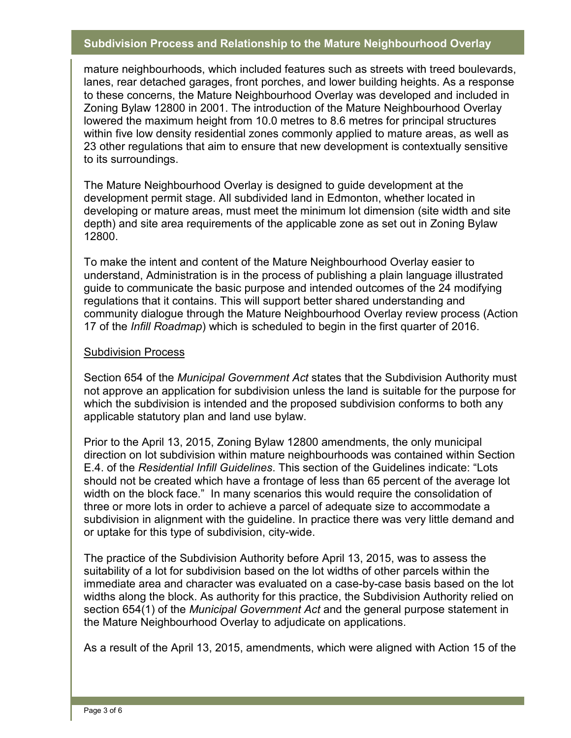mature neighbourhoods, which included features such as streets with treed boulevards, lanes, rear detached garages, front porches, and lower building heights. As a response to these concerns, the Mature Neighbourhood Overlay was developed and included in Zoning Bylaw 12800 in 2001. The introduction of the Mature Neighbourhood Overlay lowered the maximum height from 10.0 metres to 8.6 metres for principal structures within five low density residential zones commonly applied to mature areas, as well as 23 other regulations that aim to ensure that new development is contextually sensitive to its surroundings.

The Mature Neighbourhood Overlay is designed to guide development at the development permit stage. All subdivided land in Edmonton, whether located in developing or mature areas, must meet the minimum lot dimension (site width and site depth) and site area requirements of the applicable zone as set out in Zoning Bylaw 12800.

To make the intent and content of the Mature Neighbourhood Overlay easier to understand, Administration is in the process of publishing a plain language illustrated guide to communicate the basic purpose and intended outcomes of the 24 modifying regulations that it contains. This will support better shared understanding and community dialogue through the Mature Neighbourhood Overlay review process (Action 17 of the *Infill Roadmap*) which is scheduled to begin in the first quarter of 2016.

## Subdivision Process

Section 654 of the *Municipal Government Act* states that the Subdivision Authority must not approve an application for subdivision unless the land is suitable for the purpose for which the subdivision is intended and the proposed subdivision conforms to both any applicable statutory plan and land use bylaw.

Prior to the April 13, 2015, Zoning Bylaw 12800 amendments, the only municipal direction on lot subdivision within mature neighbourhoods was contained within Section E.4. of the *Residential Infill Guidelines*. This section of the Guidelines indicate: "Lots should not be created which have a frontage of less than 65 percent of the average lot width on the block face." In many scenarios this would require the consolidation of three or more lots in order to achieve a parcel of adequate size to accommodate a subdivision in alignment with the guideline. In practice there was very little demand and or uptake for this type of subdivision, city-wide.

The practice of the Subdivision Authority before April 13, 2015, was to assess the suitability of a lot for subdivision based on the lot widths of other parcels within the immediate area and character was evaluated on a case-by-case basis based on the lot widths along the block. As authority for this practice, the Subdivision Authority relied on section 654(1) of the *Municipal Government Act* and the general purpose statement in the Mature Neighbourhood Overlay to adjudicate on applications.

As a result of the April 13, 2015, amendments, which were aligned with Action 15 of the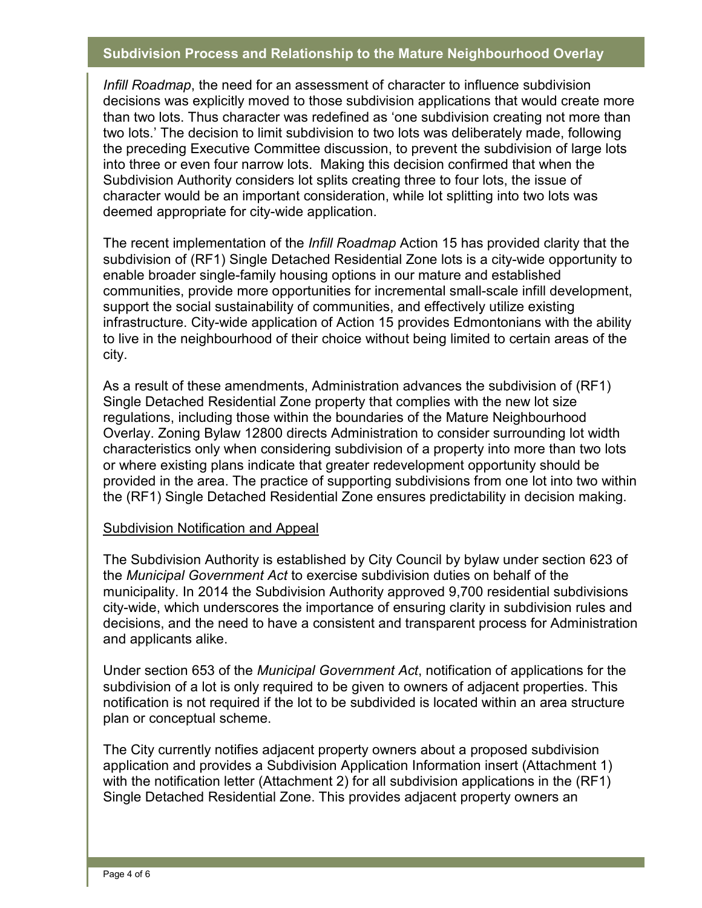*Infill Roadmap*, the need for an assessment of character to influence subdivision decisions was explicitly moved to those subdivision applications that would create more than two lots. Thus character was redefined as 'one subdivision creating not more than two lots.' The decision to limit subdivision to two lots was deliberately made, following the preceding Executive Committee discussion, to prevent the subdivision of large lots into three or even four narrow lots. Making this decision confirmed that when the Subdivision Authority considers lot splits creating three to four lots, the issue of character would be an important consideration, while lot splitting into two lots was deemed appropriate for city-wide application.

The recent implementation of the *Infill Roadmap* Action 15 has provided clarity that the subdivision of (RF1) Single Detached Residential Zone lots is a city-wide opportunity to enable broader single-family housing options in our mature and established communities, provide more opportunities for incremental small-scale infill development, support the social sustainability of communities, and effectively utilize existing infrastructure. City-wide application of Action 15 provides Edmontonians with the ability to live in the neighbourhood of their choice without being limited to certain areas of the city.

As a result of these amendments, Administration advances the subdivision of (RF1) Single Detached Residential Zone property that complies with the new lot size regulations, including those within the boundaries of the Mature Neighbourhood Overlay. Zoning Bylaw 12800 directs Administration to consider surrounding lot width characteristics only when considering subdivision of a property into more than two lots or where existing plans indicate that greater redevelopment opportunity should be provided in the area. The practice of supporting subdivisions from one lot into two within the (RF1) Single Detached Residential Zone ensures predictability in decision making.

<u>Subdivision Notification and Appeal</u>

The Subdivision Authority is established by City Council by bylaw under section 623 of the *Municipal Government Act* to exercise subdivision duties on behalf of the municipality. In 2014 the Subdivision Authority approved 9,700 residential subdivisions city-wide, which underscores the importance of ensuring clarity in subdivision rules and decisions, and the need to have a consistent and transparent process for Administration and applicants alike.

Under section 653 of the *Municipal Government Act*, notification of applications for the subdivision of a lot is only required to be given to owners of adjacent properties. This notification is not required if the lot to be subdivided is located within an area structure plan or conceptual scheme.

The City currently notifies adjacent property owners about a proposed subdivision application and provides a Subdivision Application Information insert (Attachment 1) with the notification letter (Attachment 2) for all subdivision applications in the (RF1) Single Detached Residential Zone. This provides adjacent property owners an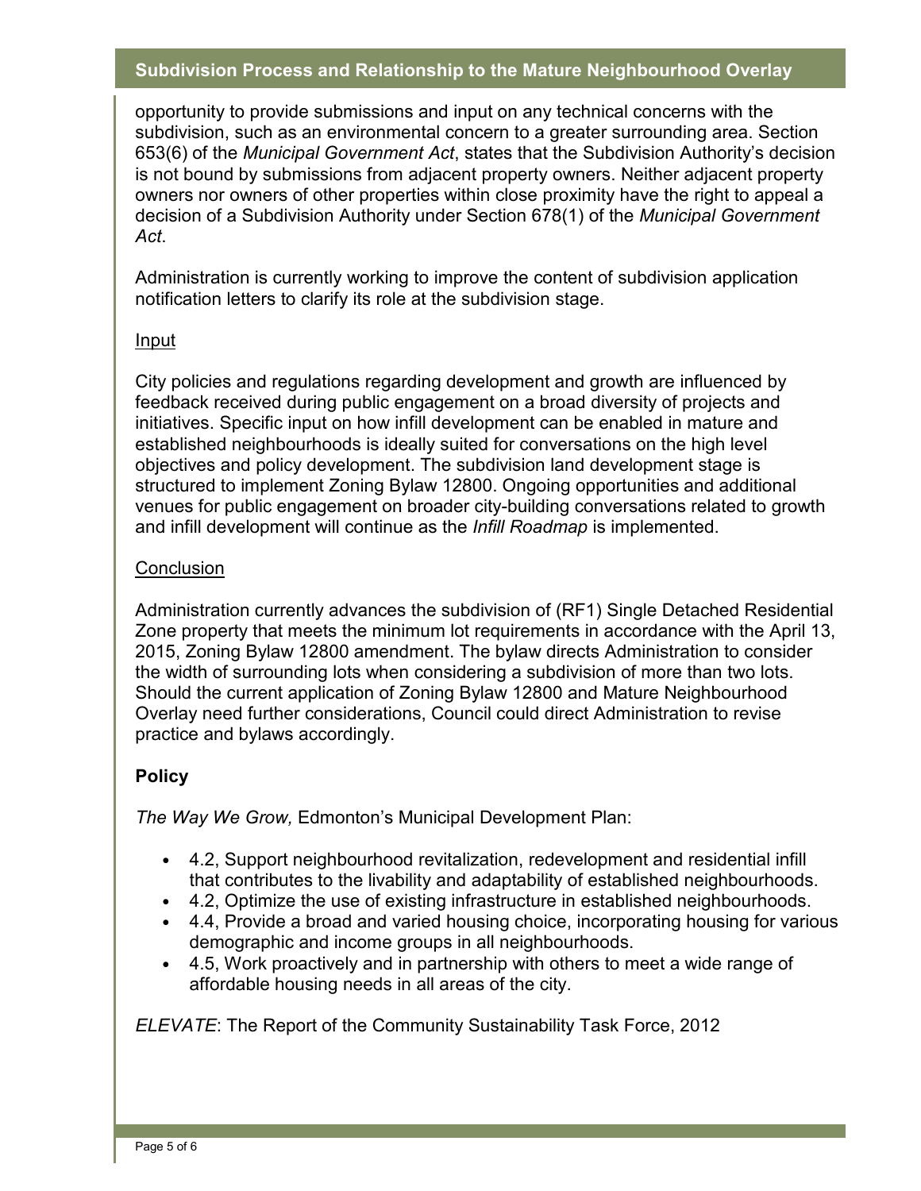opportunity to provide submissions and input on any technical concerns with the subdivision, such as an environmental concern to a greater surrounding area. Section 653(6) of the *Municipal Government Act*, states that the Subdivision Authority's decision is not bound by submissions from adjacent property owners. Neither adjacent property owners nor owners of other properties within close proximity have the right to appeal a decision of a Subdivision Authority under Section 678(1) of the *Municipal Government Act*.

Administration is currently working to improve the content of subdivision application notification letters to clarify its role at the subdivision stage.

Input

City policies and regulations regarding development and growth are influenced by feedback received during public engagement on a broad diversity of projects and initiatives. Specific input on how infill development can be enabled in mature and established neighbourhoods is ideally suited for conversations on the high level objectives and policy development. The subdivision land development stage is structured to implement Zoning Bylaw 12800. Ongoing opportunities and additional venues for public engagement on broader city-building conversations related to growth and infill development will continue as the *Infill Roadmap* is implemented.

Conclusion

Administration currently advances the subdivision of (RF1) Single Detached Residential Zone property that meets the minimum lot requirements in accordance with the April 13, 2015, Zoning Bylaw 12800 amendment. The bylaw directs Administration to consider the width of surrounding lots when considering a subdivision of more than two lots. Should the current application of Zoning Bylaw 12800 and Mature Neighbourhood Overlay need further considerations, Council could direct Administration to revise practice and bylaws accordingly.

## Policy

*The Way We Grow,* Edmonton's Municipal Development Plan:

- 4.2, Support neighbourhood revitalization, redevelopment and residential infill that contributes to the livability and adaptability of established neighbourhoods.
- 4.2, Optimize the use of existing infrastructure in established neighbourhoods.
- 4.4, Provide a broad and varied housing choice, incorporating housing for various demographic and income groups in all neighbourhoods.
- 4.5, Work proactively and in partnership with others to meet a wide range of affordable housing needs in all areas of the city.

*ELEVATE*: The Report of the Community Sustainability Task Force, 2012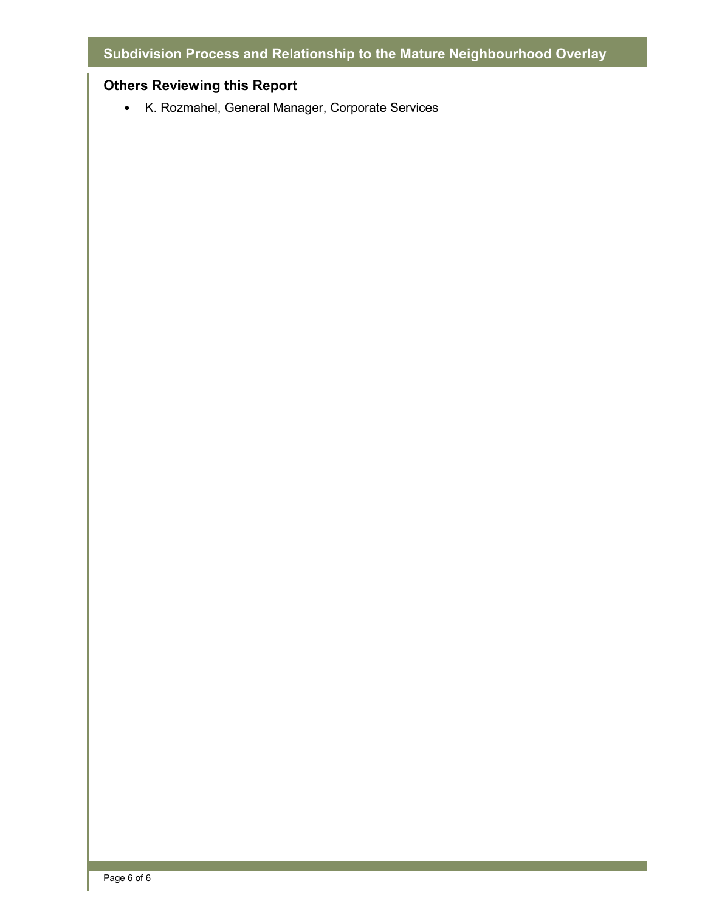## Others Reviewing this Report

- K. Rozmahel, General Manager, Corporate Services